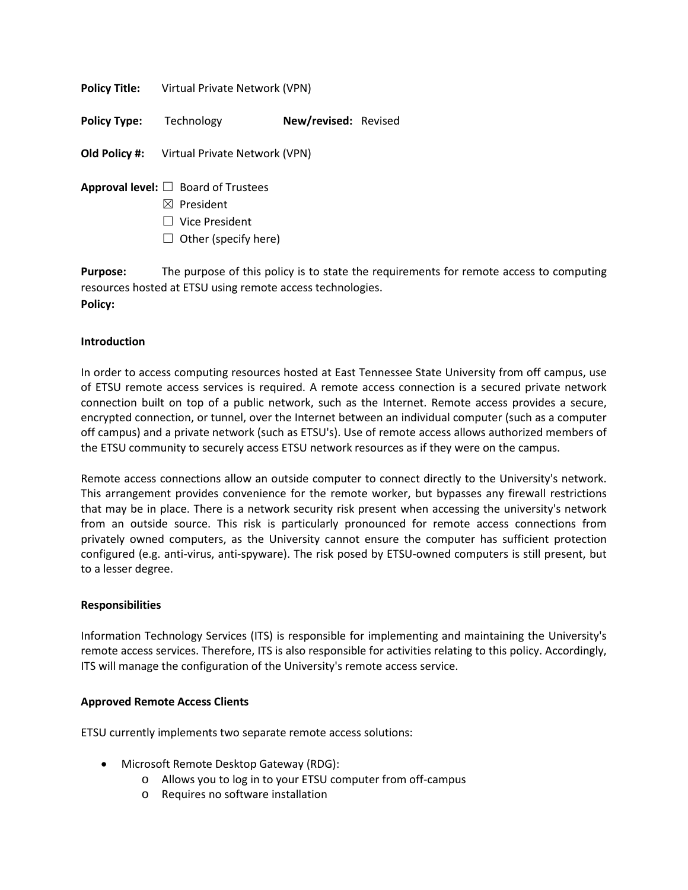**Policy Title:** Virtual Private Network (VPN)

**Policy Type:** Technology **New/revised:** Revised

**Old Policy #:** Virtual Private Network (VPN)

**Approval level:** ☐ Board of Trustees
☒ President
☐ Vice President
☐ Other (specify here)

**Purpose:** The purpose of this policy is to state the requirements for remote access to computing resources hosted at ETSU using remote access technologies.

**Policy:**

**Introduction**

In order to access computing resources hosted at East Tennessee State University from off campus, use of ETSU remote access services is required. A remote access connection is a secured private network connection built on top of a public network, such as the Internet. Remote access provides a secure, encrypted connection, or tunnel, over the Internet between an individual computer (such as a computer off campus) and a private network (such as ETSU's). Use of remote access allows authorized members of the ETSU community to securely access ETSU network resources as if they were on the campus.

Remote access connections allow an outside computer to connect directly to the University's network. This arrangement provides convenience for the remote worker, but bypasses any firewall restrictions that may be in place. There is a network security risk present when accessing the university's network from an outside source. This risk is particularly pronounced for remote access connections from privately owned computers, as the University cannot ensure the computer has sufficient protection configured (e.g. anti-virus, anti-spyware). The risk posed by ETSU-owned computers is still present, but to a lesser degree.

**Responsibilities**

Information Technology Services (ITS) is responsible for implementing and maintaining the University's remote access services. Therefore, ITS is also responsible for activities relating to this policy. Accordingly, ITS will manage the configuration of the University's remote access service.

**Approved Remote Access Clients**

ETSU currently implements two separate remote access solutions:

- Microsoft Remote Desktop Gateway (RDG):
  - Allows you to log in to your ETSU computer from off-campus
  - Requires no software installation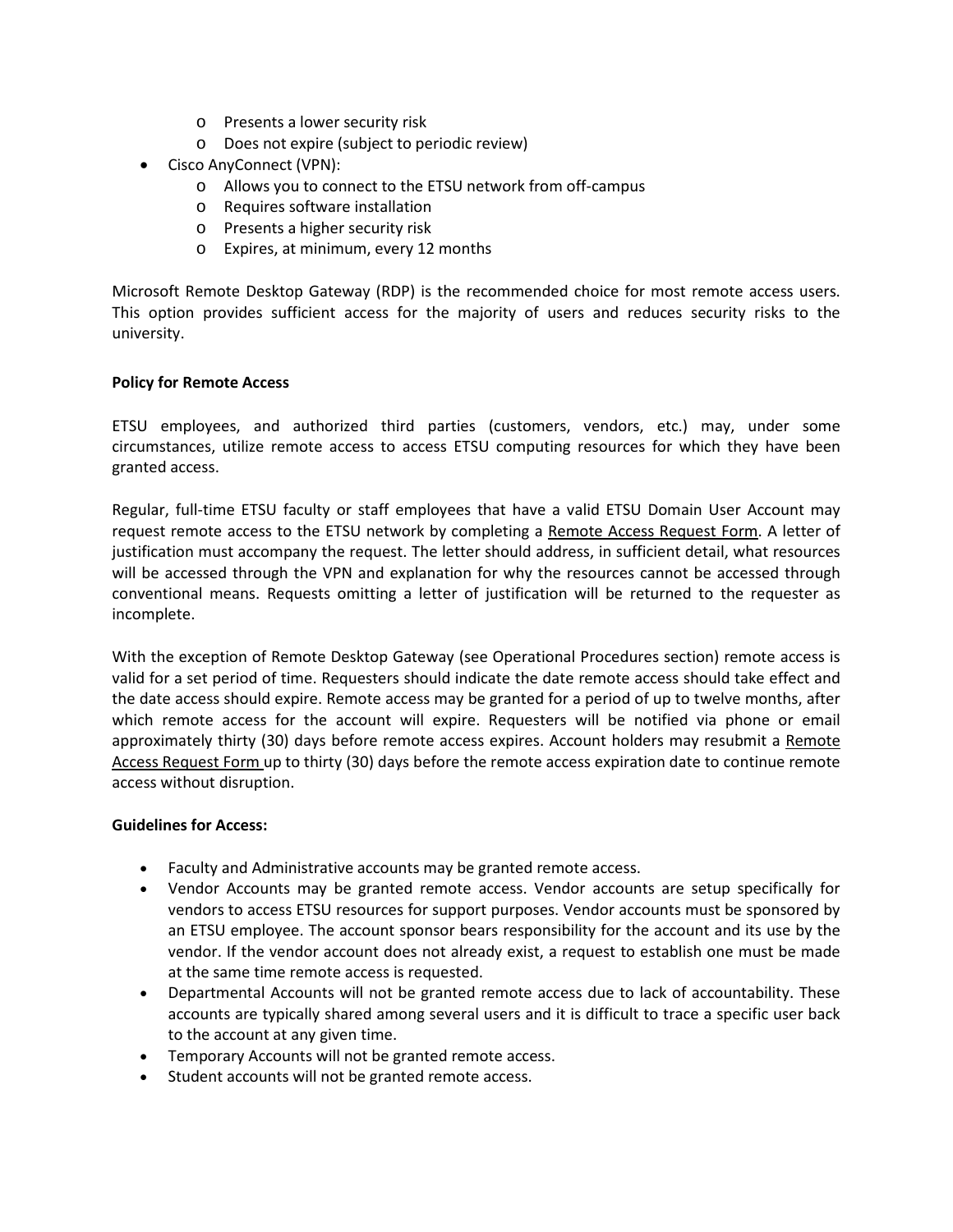- Presents a lower security risk
  - Does not expire (subject to periodic review)
- Cisco AnyConnect (VPN):
  - Allows you to connect to the ETSU network from off-campus
  - Requires software installation
  - Presents a higher security risk
  - Expires, at minimum, every 12 months

Microsoft Remote Desktop Gateway (RDP) is the recommended choice for most remote access users. This option provides sufficient access for the majority of users and reduces security risks to the university.

**Policy for Remote Access**

ETSU employees, and authorized third parties (customers, vendors, etc.) may, under some circumstances, utilize remote access to access ETSU computing resources for which they have been granted access.

Regular, full-time ETSU faculty or staff employees that have a valid ETSU Domain User Account may request remote access to the ETSU network by completing a Remote Access Request Form. A letter of justification must accompany the request. The letter should address, in sufficient detail, what resources will be accessed through the VPN and explanation for why the resources cannot be accessed through conventional means. Requests omitting a letter of justification will be returned to the requester as incomplete.

With the exception of Remote Desktop Gateway (see Operational Procedures section) remote access is valid for a set period of time. Requesters should indicate the date remote access should take effect and the date access should expire. Remote access may be granted for a period of up to twelve months, after which remote access for the account will expire. Requesters will be notified via phone or email approximately thirty (30) days before remote access expires. Account holders may resubmit a Remote Access Request Form up to thirty (30) days before the remote access expiration date to continue remote access without disruption.

**Guidelines for Access:**

- Faculty and Administrative accounts may be granted remote access.
- Vendor Accounts may be granted remote access. Vendor accounts are setup specifically for vendors to access ETSU resources for support purposes. Vendor accounts must be sponsored by an ETSU employee. The account sponsor bears responsibility for the account and its use by the vendor. If the vendor account does not already exist, a request to establish one must be made at the same time remote access is requested.
- Departmental Accounts will not be granted remote access due to lack of accountability. These accounts are typically shared among several users and it is difficult to trace a specific user back to the account at any given time.
- Temporary Accounts will not be granted remote access.
- Student accounts will not be granted remote access.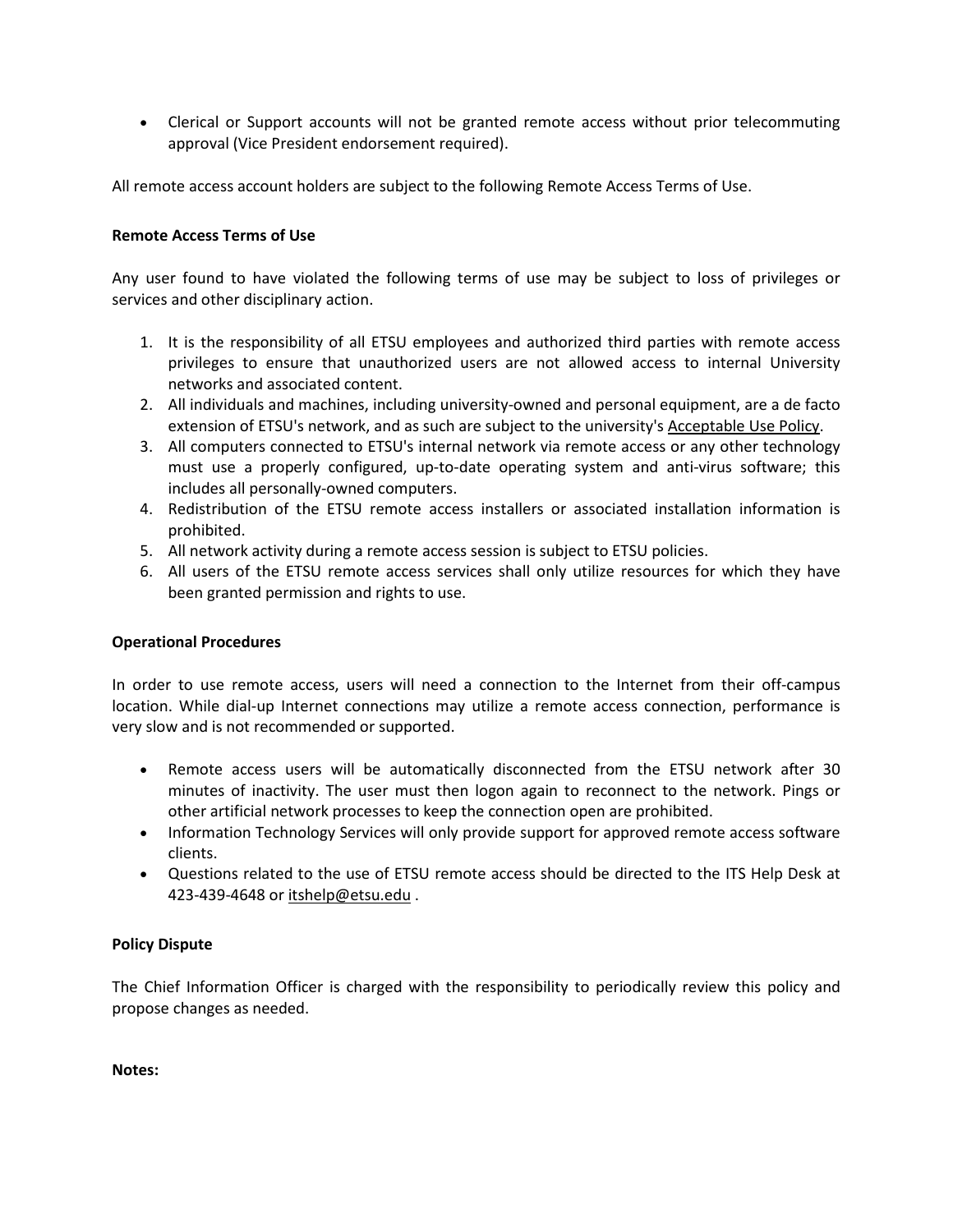- Clerical or Support accounts will not be granted remote access without prior telecommuting approval (Vice President endorsement required).

All remote access account holders are subject to the following Remote Access Terms of Use.

**Remote Access Terms of Use**

Any user found to have violated the following terms of use may be subject to loss of privileges or services and other disciplinary action.

1. It is the responsibility of all ETSU employees and authorized third parties with remote access privileges to ensure that unauthorized users are not allowed access to internal University networks and associated content.
2. All individuals and machines, including university-owned and personal equipment, are a de facto extension of ETSU's network, and as such are subject to the university's Acceptable Use Policy.
3. All computers connected to ETSU's internal network via remote access or any other technology must use a properly configured, up-to-date operating system and anti-virus software; this includes all personally-owned computers.
4. Redistribution of the ETSU remote access installers or associated installation information is prohibited.
5. All network activity during a remote access session is subject to ETSU policies.
6. All users of the ETSU remote access services shall only utilize resources for which they have been granted permission and rights to use.

**Operational Procedures**

In order to use remote access, users will need a connection to the Internet from their off-campus location. While dial-up Internet connections may utilize a remote access connection, performance is very slow and is not recommended or supported.

- Remote access users will be automatically disconnected from the ETSU network after 30 minutes of inactivity. The user must then logon again to reconnect to the network. Pings or other artificial network processes to keep the connection open are prohibited.
- Information Technology Services will only provide support for approved remote access software clients.
- Questions related to the use of ETSU remote access should be directed to the ITS Help Desk at 423-439-4648 or itshelp@etsu.edu .

**Policy Dispute**

The Chief Information Officer is charged with the responsibility to periodically review this policy and propose changes as needed.

**Notes:**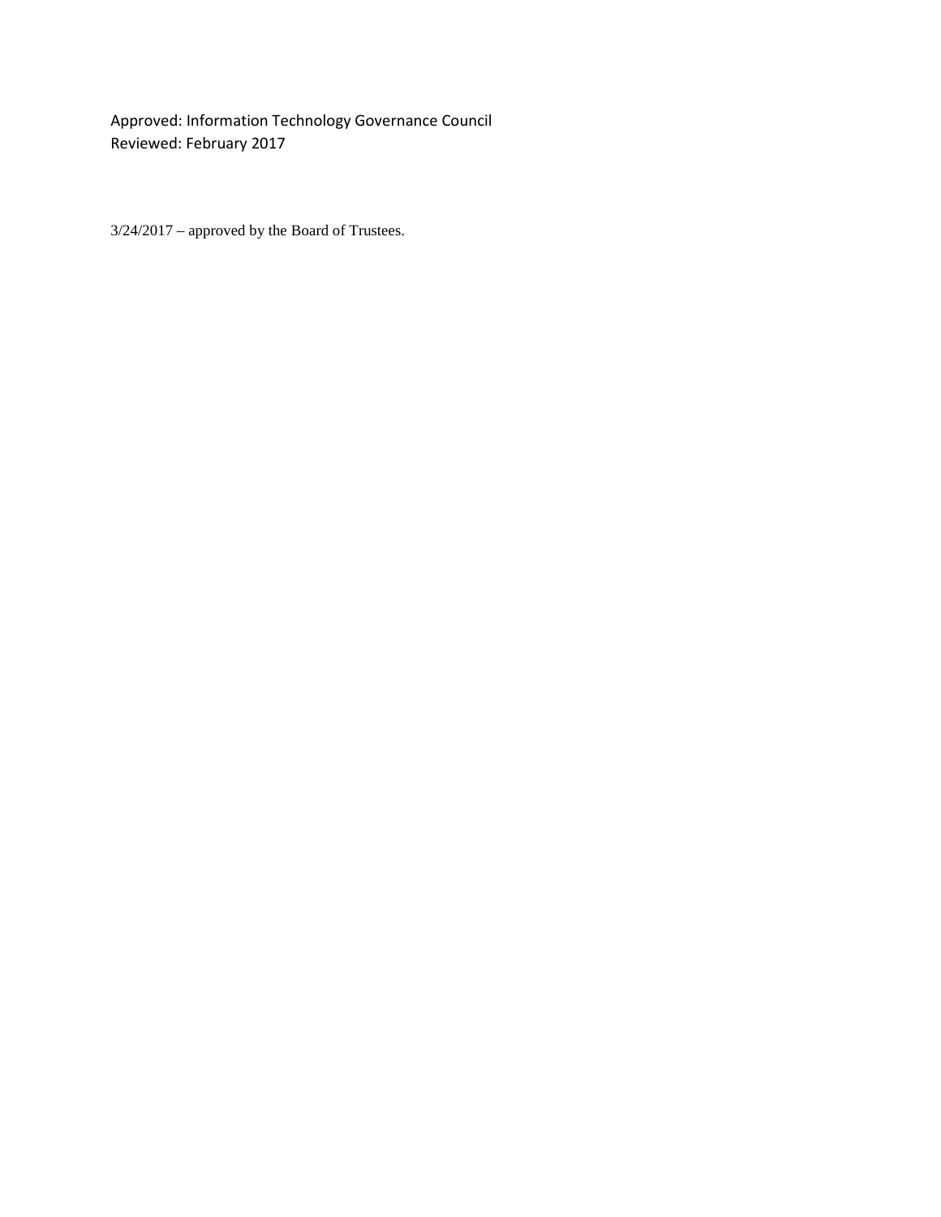Approved: Information Technology Governance Council
Reviewed: February 2017

3/24/2017 – approved by the Board of Trustees.